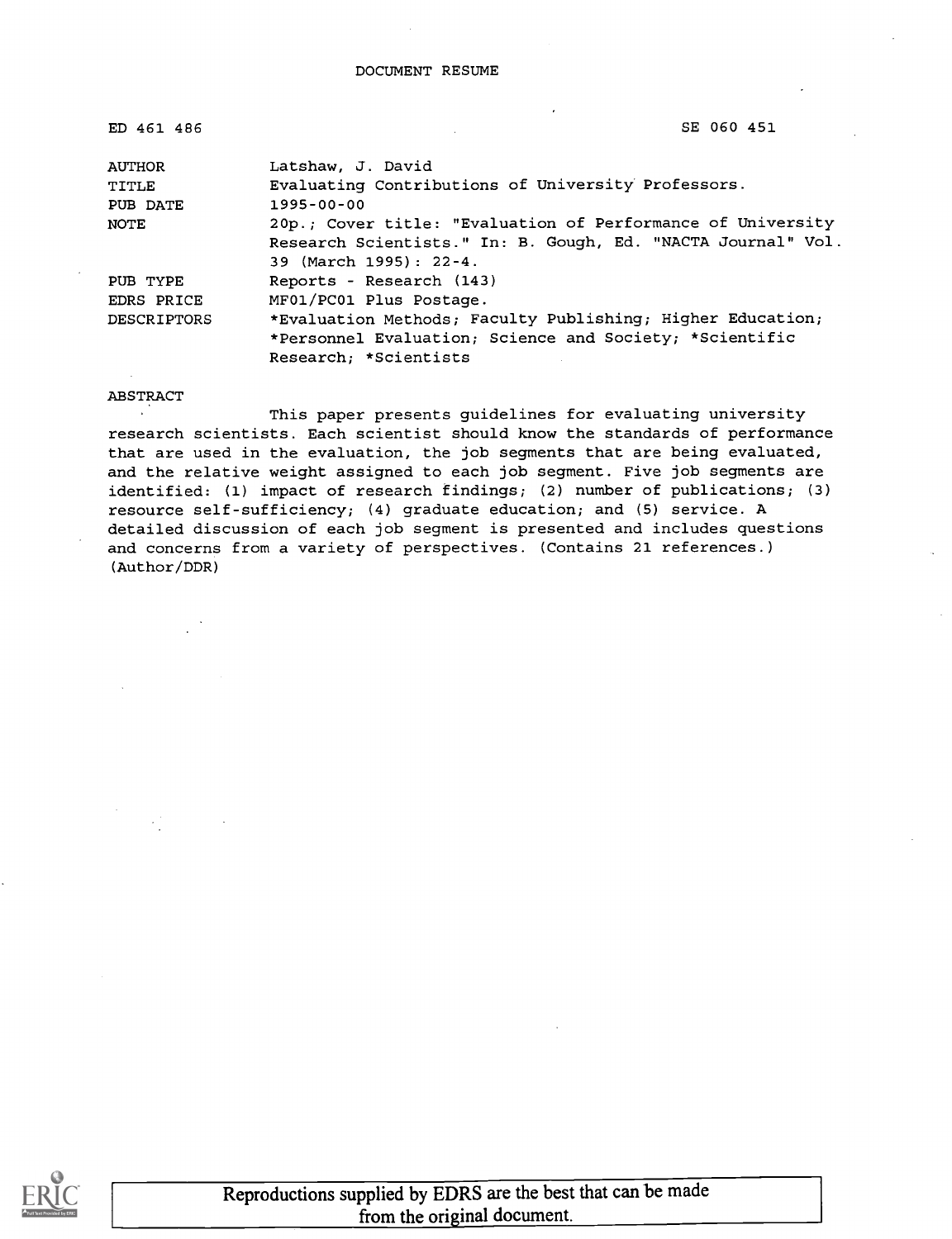# DOCUMENT RESUME

| | | |
|---|---|---|
| ED 461 486 | | SE 060 451 |
| AUTHOR | Latshaw, J. David | |
| TITLE | Evaluating Contributions of University Professors. | |
| PUB DATE | 1995-00-00 | |
| NOTE | 20p.; Cover title: "Evaluation of Performance of University Research Scientists." In: B. Gough, Ed. "NACTA Journal" Vol. 39 (March 1995): 22-4. | |
| PUB TYPE | Reports - Research (143) | |
| EDRS PRICE | MF01/PC01 Plus Postage. | |
| DESCRIPTORS | *Evaluation Methods; Faculty Publishing; Higher Education; *Personnel Evaluation; Science and Society; *Scientific Research; *Scientists | |

## ABSTRACT

This paper presents guidelines for evaluating university research scientists. Each scientist should know the standards of performance that are used in the evaluation, the job segments that are being evaluated, and the relative weight assigned to each job segment. Five job segments are identified: (1) impact of research findings; (2) number of publications; (3) resource self-sufficiency; (4) graduate education; and (5) service. A detailed discussion of each job segment is presented and includes questions and concerns from a variety of perspectives. (Contains 21 references.) (Author/DDR)

Reproductions supplied by EDRS are the best that can be made from the original document.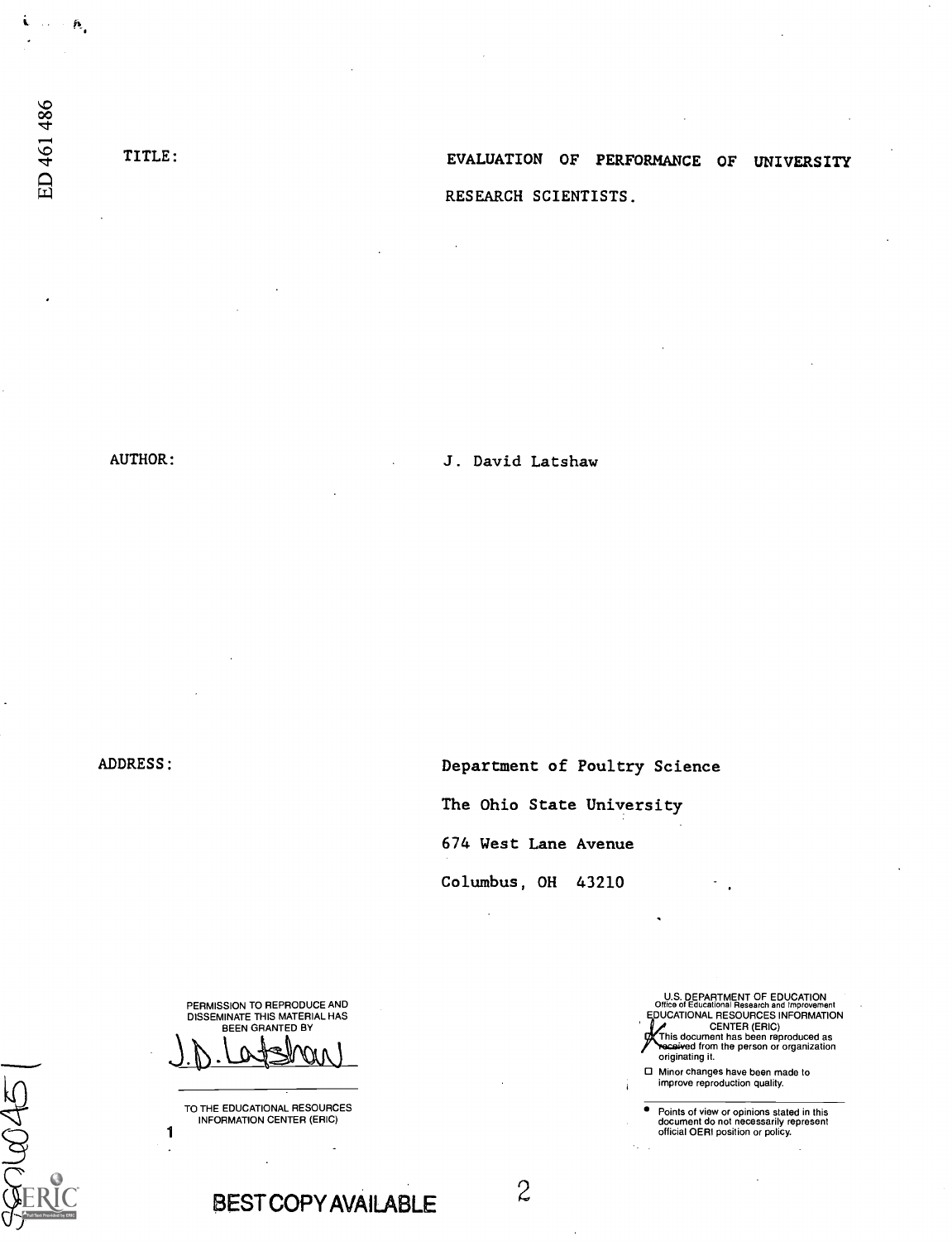TITLE: EVALUATION OF PERFORMANCE OF UNIVERSITY RESEARCH SCIENTISTS.

AUTHOR: J. David Latshaw

ADDRESS: Department of Poultry Science

The Ohio State University

674 West Lane Avenue

Columbus, OH 43210

PERMISSION TO REPRODUCE AND DISSEMINATE THIS MATERIAL HAS BEEN GRANTED BY

J.D. Latshaw

TO THE EDUCATIONAL RESOURCES INFORMATION CENTER (ERIC)

U.S. DEPARTMENT OF EDUCATION
Office of Educational Research and Improvement
EDUCATIONAL RESOURCES INFORMATION CENTER (ERIC)

- [x] This document has been reproduced as received from the person or organization originating it.
- [ ] Minor changes have been made to improve reproduction quality.

- Points of view or opinions stated in this document do not necessarily represent official OERI position or policy.

BEST COPY AVAILABLE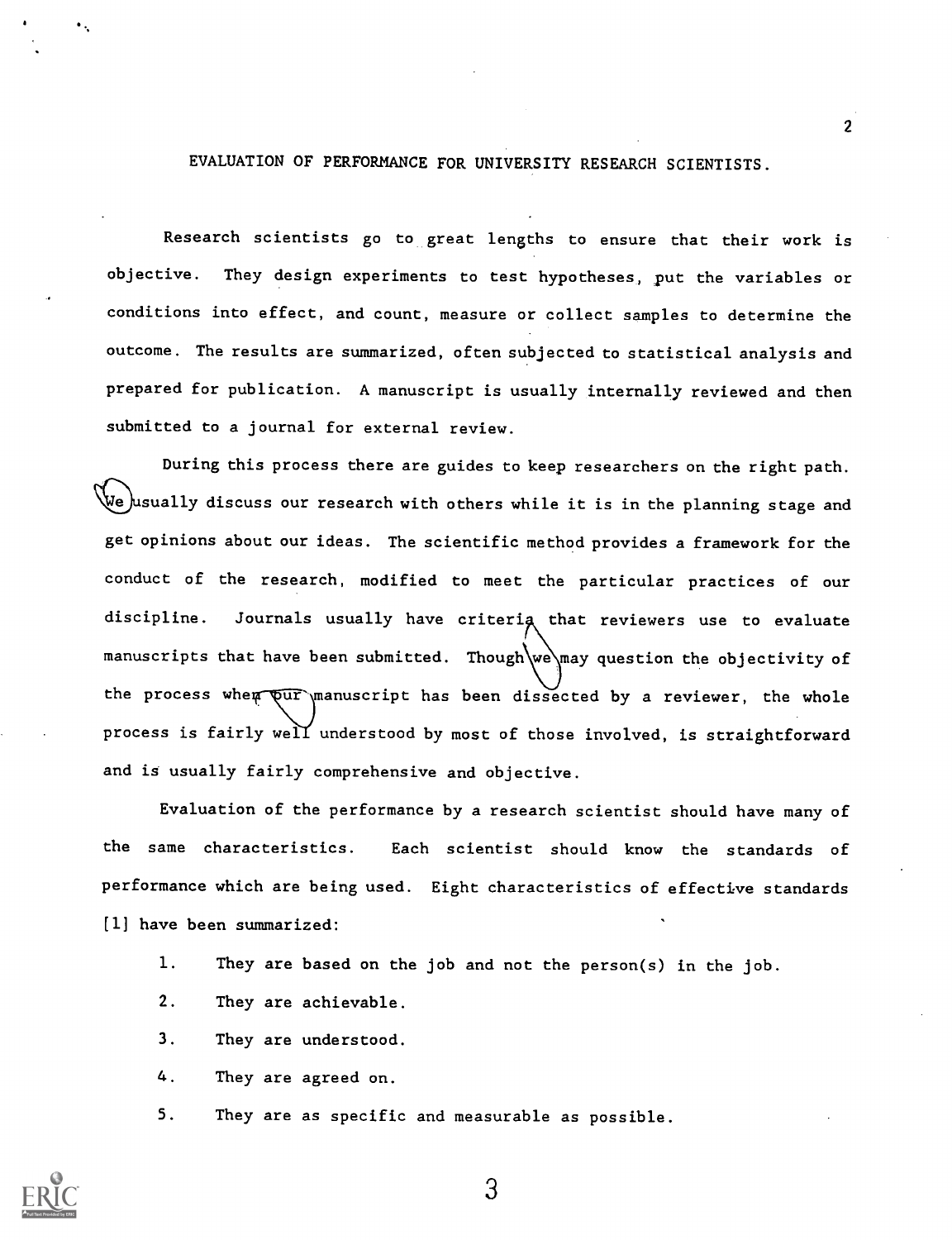# EVALUATION OF PERFORMANCE FOR UNIVERSITY RESEARCH SCIENTISTS.

Research scientists go to great lengths to ensure that their work is objective. They design experiments to test hypotheses, put the variables or conditions into effect, and count, measure or collect samples to determine the outcome. The results are summarized, often subjected to statistical analysis and prepared for publication. A manuscript is usually internally reviewed and then submitted to a journal for external review.

During this process there are guides to keep researchers on the right path. We usually discuss our research with others while it is in the planning stage and get opinions about our ideas. The scientific method provides a framework for the conduct of the research, modified to meet the particular practices of our discipline. Journals usually have criteria that reviewers use to evaluate manuscripts that have been submitted. Though we may question the objectivity of the process when our manuscript has been dissected by a reviewer, the whole process is fairly well understood by most of those involved, is straightforward and is usually fairly comprehensive and objective.

Evaluation of the performance by a research scientist should have many of the same characteristics. Each scientist should know the standards of performance which are being used. Eight characteristics of effective standards [1] have been summarized:

1. They are based on the job and not the person(s) in the job.
2. They are achievable.
3. They are understood.
4. They are agreed on.
5. They are as specific and measurable as possible.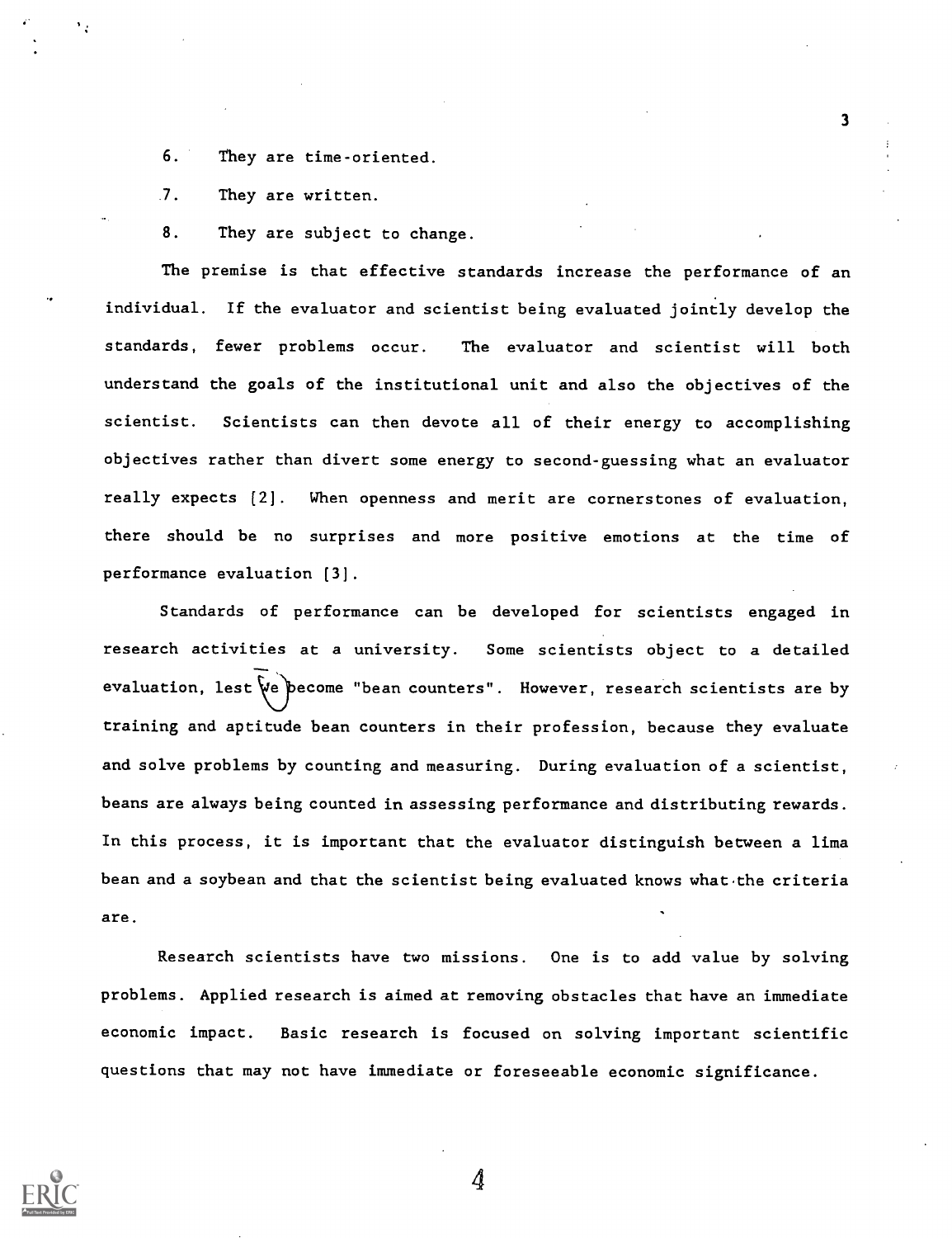6. They are time-oriented.
7. They are written.
8. They are subject to change.

The premise is that effective standards increase the performance of an individual. If the evaluator and scientist being evaluated jointly develop the standards, fewer problems occur. The evaluator and scientist will both understand the goals of the institutional unit and also the objectives of the scientist. Scientists can then devote all of their energy to accomplishing objectives rather than divert some energy to second-guessing what an evaluator really expects [2]. When openness and merit are cornerstones of evaluation, there should be no surprises and more positive emotions at the time of performance evaluation [3].

Standards of performance can be developed for scientists engaged in research activities at a university. Some scientists object to a detailed evaluation, lest we become "bean counters". However, research scientists are by training and aptitude bean counters in their profession, because they evaluate and solve problems by counting and measuring. During evaluation of a scientist, beans are always being counted in assessing performance and distributing rewards. In this process, it is important that the evaluator distinguish between a lima bean and a soybean and that the scientist being evaluated knows what the criteria are.

Research scientists have two missions. One is to add value by solving problems. Applied research is aimed at removing obstacles that have an immediate economic impact. Basic research is focused on solving important scientific questions that may not have immediate or foreseeable economic significance.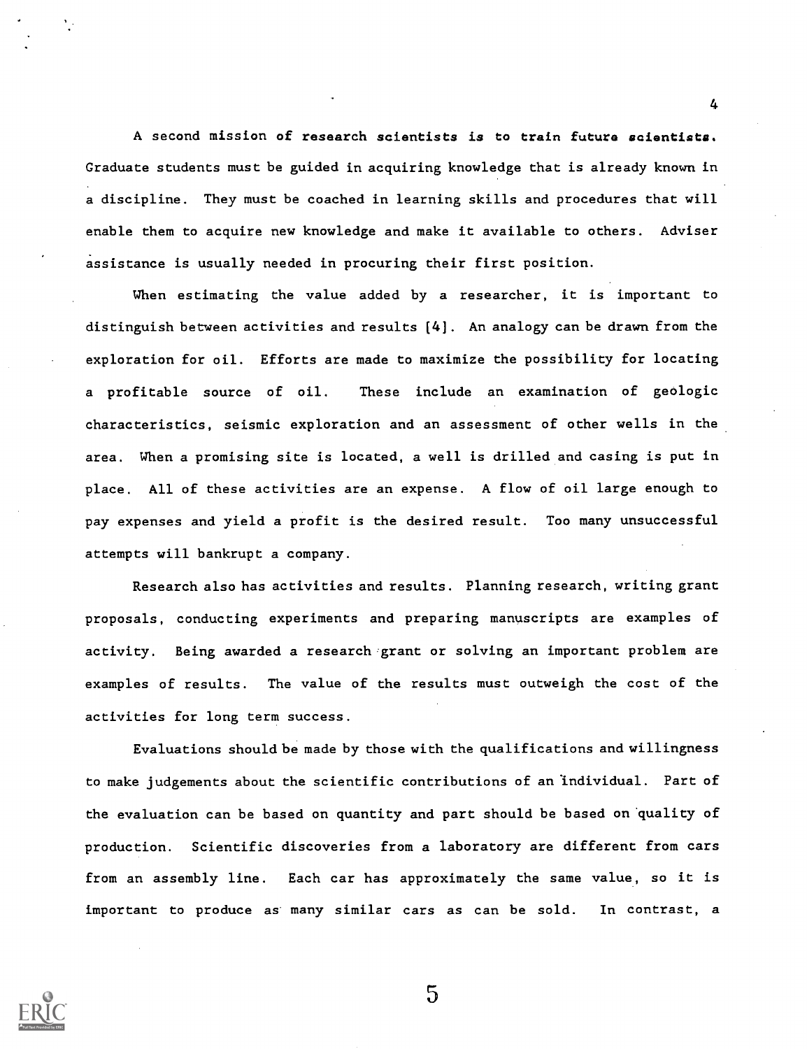A second mission of **research scientists is to train future scientists.** Graduate students must be guided in acquiring knowledge that is already known in a discipline. They must be coached in learning skills and procedures that will enable them to acquire new knowledge and make it available to others. Adviser assistance is usually needed in procuring their first position.

When estimating the value added by a researcher, it is important to distinguish between activities and results [4]. An analogy can be drawn from the exploration for oil. Efforts are made to maximize the possibility for locating a profitable source of oil. These include an examination of geologic characteristics, seismic exploration and an assessment of other wells in the area. When a promising site is located, a well is drilled and casing is put in place. All of these activities are an expense. A flow of oil large enough to pay expenses and yield a profit is the desired result. Too many unsuccessful attempts will bankrupt a company.

Research also has activities and results. Planning research, writing grant proposals, conducting experiments and preparing manuscripts are examples of activity. Being awarded a research grant or solving an important problem are examples of results. The value of the results must outweigh the cost of the activities for long term success.

Evaluations should be made by those with the qualifications and willingness to make judgements about the scientific contributions of an individual. Part of the evaluation can be based on quantity and part should be based on quality of production. Scientific discoveries from a laboratory are different from cars from an assembly line. Each car has approximately the same value, so it is important to produce as many similar cars as can be sold. In contrast, a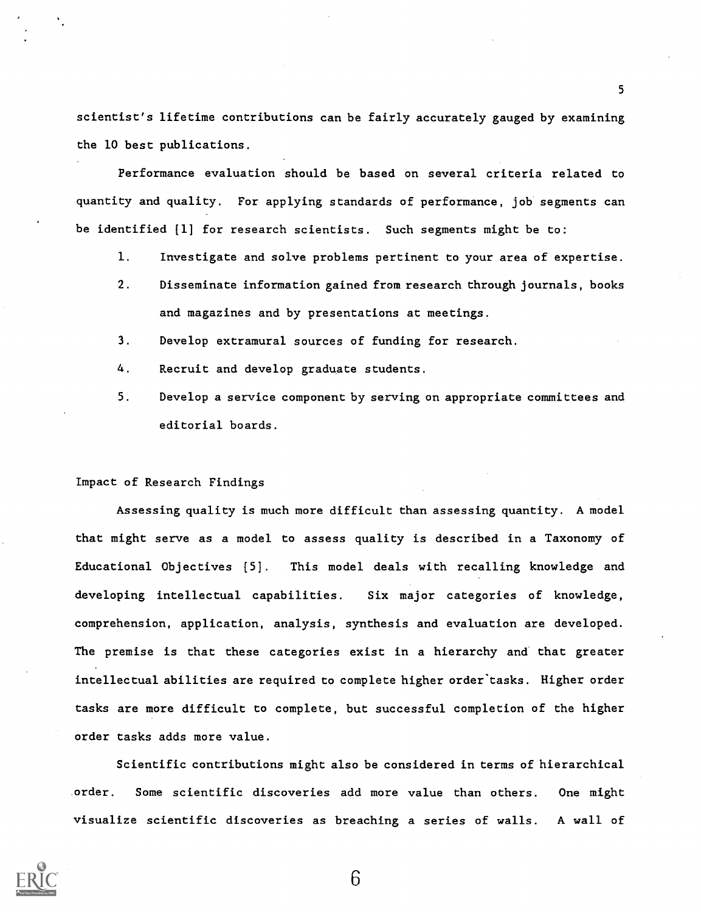scientist's lifetime contributions can be fairly accurately gauged by examining the 10 best publications.

Performance evaluation should be based on several criteria related to quantity and quality. For applying standards of performance, job segments can be identified [1] for research scientists. Such segments might be to:

1. Investigate and solve problems pertinent to your area of expertise.
2. Disseminate information gained from research through journals, books and magazines and by presentations at meetings.
3. Develop extramural sources of funding for research.
4. Recruit and develop graduate students.
5. Develop a service component by serving on appropriate committees and editorial boards.

## Impact of Research Findings

Assessing quality is much more difficult than assessing quantity. A model that might serve as a model to assess quality is described in a Taxonomy of Educational Objectives [5]. This model deals with recalling knowledge and developing intellectual capabilities. Six major categories of knowledge, comprehension, application, analysis, synthesis and evaluation are developed. The premise is that these categories exist in a hierarchy and that greater intellectual abilities are required to complete higher order tasks. Higher order tasks are more difficult to complete, but successful completion of the higher order tasks adds more value.

Scientific contributions might also be considered in terms of hierarchical order. Some scientific discoveries add more value than others. One might visualize scientific discoveries as breaching a series of walls. A wall of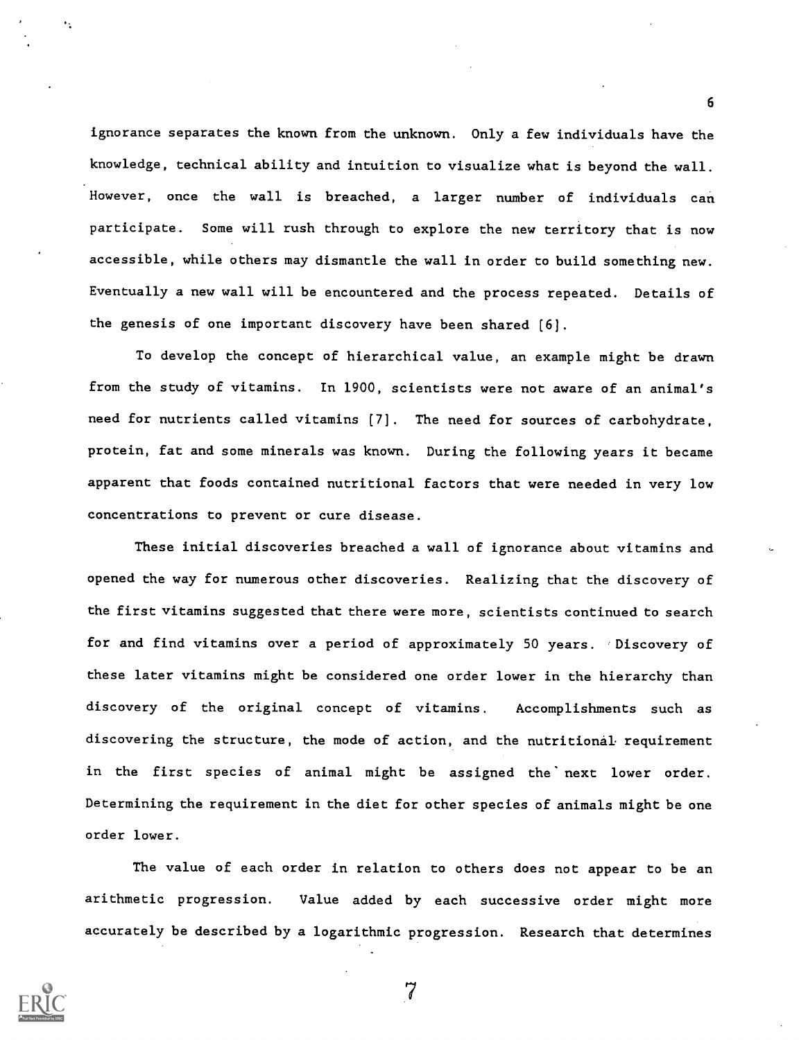ignorance separates the known from the unknown. Only a few individuals have the knowledge, technical ability and intuition to visualize what is beyond the wall. However, once the wall is breached, a larger number of individuals can participate. Some will rush through to explore the new territory that is now accessible, while others may dismantle the wall in order to build something new. Eventually a new wall will be encountered and the process repeated. Details of the genesis of one important discovery have been shared [6].

To develop the concept of hierarchical value, an example might be drawn from the study of vitamins. In 1900, scientists were not aware of an animal's need for nutrients called vitamins [7]. The need for sources of carbohydrate, protein, fat and some minerals was known. During the following years it became apparent that foods contained nutritional factors that were needed in very low concentrations to prevent or cure disease.

These initial discoveries breached a wall of ignorance about vitamins and opened the way for numerous other discoveries. Realizing that the discovery of the first vitamins suggested that there were more, scientists continued to search for and find vitamins over a period of approximately 50 years. Discovery of these later vitamins might be considered one order lower in the hierarchy than discovery of the original concept of vitamins. Accomplishments such as discovering the structure, the mode of action, and the nutritional requirement in the first species of animal might be assigned the next lower order. Determining the requirement in the diet for other species of animals might be one order lower.

The value of each order in relation to others does not appear to be an arithmetic progression. Value added by each successive order might more accurately be described by a logarithmic progression. Research that determines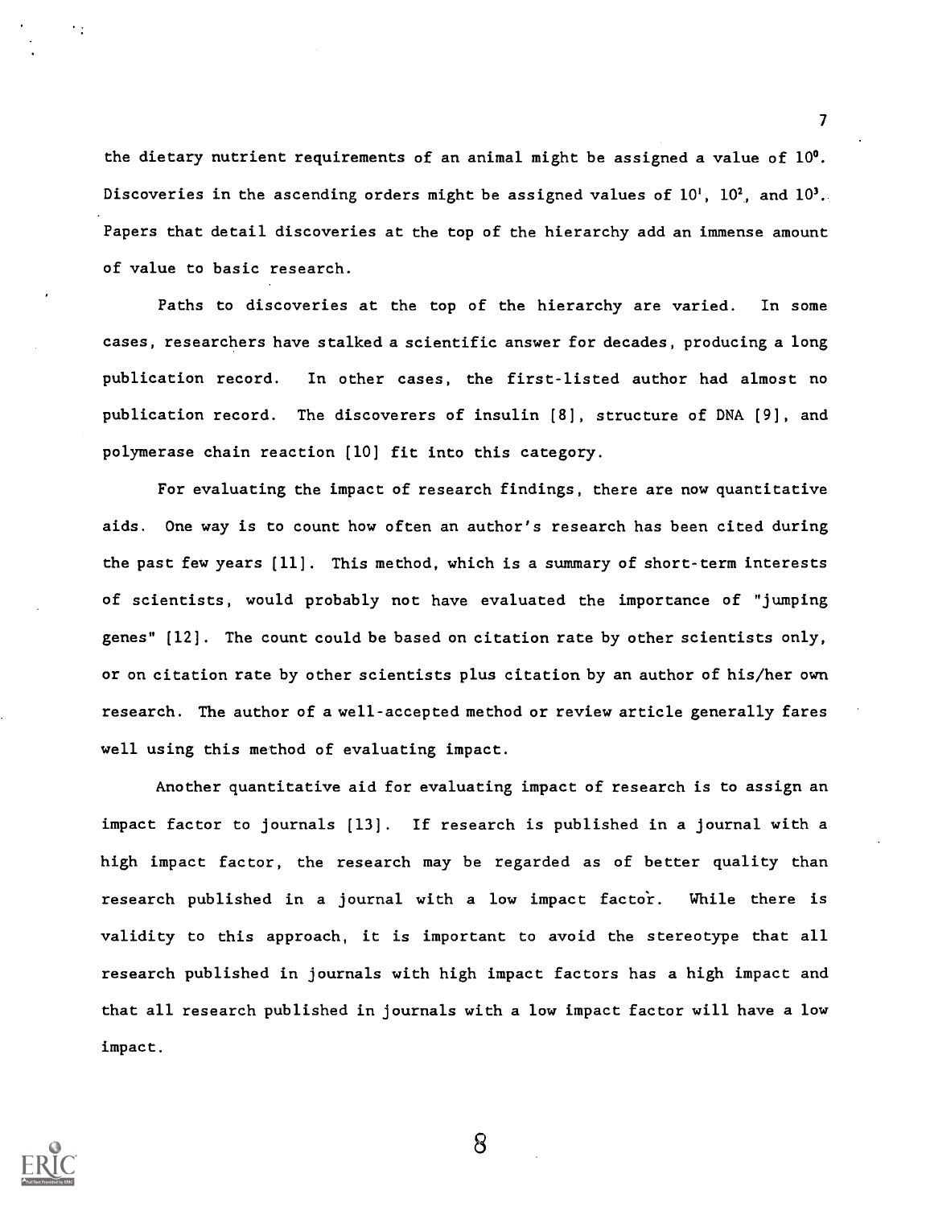the dietary nutrient requirements of an animal might be assigned a value of $10^0$. Discoveries in the ascending orders might be assigned values of $10^1$, $10^2$, and $10^3$. Papers that detail discoveries at the top of the hierarchy add an immense amount of value to basic research.

Paths to discoveries at the top of the hierarchy are varied. In some cases, researchers have stalked a scientific answer for decades, producing a long publication record. In other cases, the first-listed author had almost no publication record. The discoverers of insulin [8], structure of DNA [9], and polymerase chain reaction [10] fit into this category.

For evaluating the impact of research findings, there are now quantitative aids. One way is to count how often an author's research has been cited during the past few years [11]. This method, which is a summary of short-term interests of scientists, would probably not have evaluated the importance of "jumping genes" [12]. The count could be based on citation rate by other scientists only, or on citation rate by other scientists plus citation by an author of his/her own research. The author of a well-accepted method or review article generally fares well using this method of evaluating impact.

Another quantitative aid for evaluating impact of research is to assign an impact factor to journals [13]. If research is published in a journal with a high impact factor, the research may be regarded as of better quality than research published in a journal with a low impact factor. While there is validity to this approach, it is important to avoid the stereotype that all research published in journals with high impact factors has a high impact and that all research published in journals with a low impact factor will have a low impact.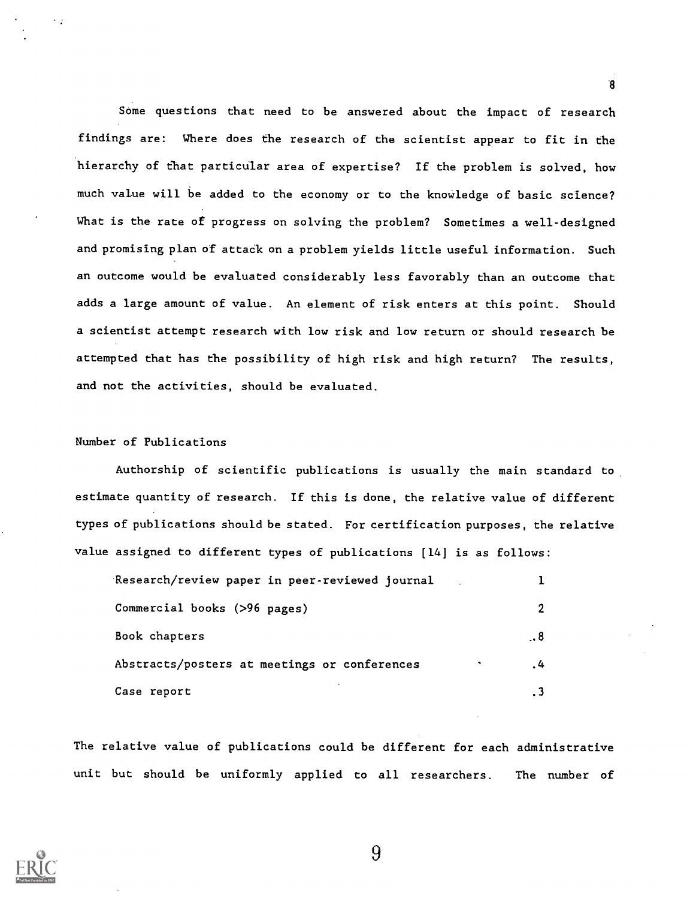Some questions that need to be answered about the impact of research findings are: Where does the research of the scientist appear to fit in the hierarchy of that particular area of expertise? If the problem is solved, how much value will be added to the economy or to the knowledge of basic science? What is the rate of progress on solving the problem? Sometimes a well-designed and promising plan of attack on a problem yields little useful information. Such an outcome would be evaluated considerably less favorably than an outcome that adds a large amount of value. An element of risk enters at this point. Should a scientist attempt research with low risk and low return or should research be attempted that has the possibility of high risk and high return? The results, and not the activities, should be evaluated.

### Number of Publications

Authorship of scientific publications is usually the main standard to estimate quantity of research. If this is done, the relative value of different types of publications should be stated. For certification purposes, the relative value assigned to different types of publications [14] is as follows:

| | |
|---|---|
| Research/review paper in peer-reviewed journal | 1 |
| Commercial books (>96 pages) | 2 |
| Book chapters | .8 |
| Abstracts/posters at meetings or conferences | .4 |
| Case report | .3 |

The relative value of publications could be different for each administrative unit but should be uniformly applied to all researchers. The number of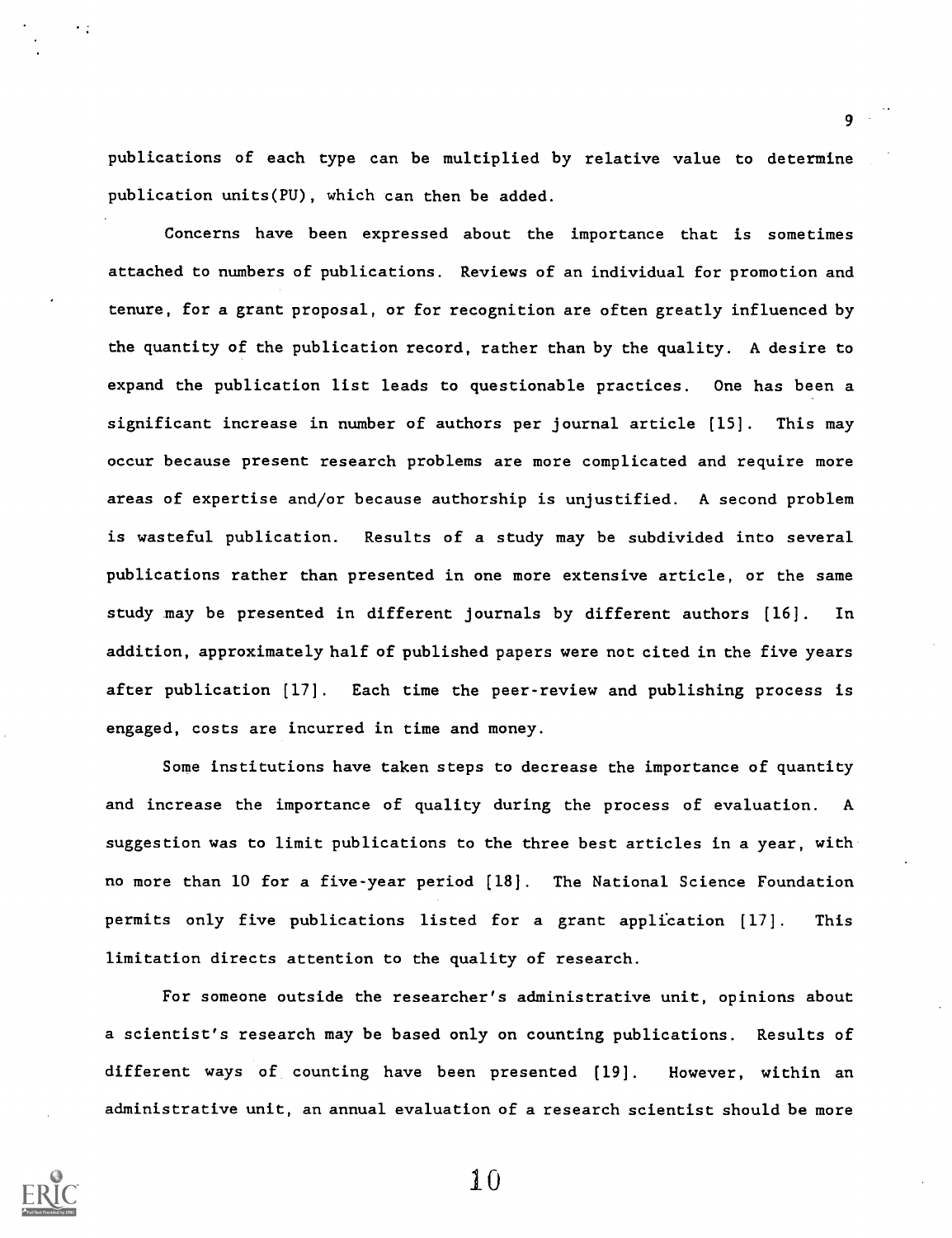publications of each type can be multiplied by relative value to determine publication units(PU), which can then be added.

Concerns have been expressed about the importance that is sometimes attached to numbers of publications. Reviews of an individual for promotion and tenure, for a grant proposal, or for recognition are often greatly influenced by the quantity of the publication record, rather than by the quality. A desire to expand the publication list leads to questionable practices. One has been a significant increase in number of authors per journal article [15]. This may occur because present research problems are more complicated and require more areas of expertise and/or because authorship is unjustified. A second problem is wasteful publication. Results of a study may be subdivided into several publications rather than presented in one more extensive article, or the same study may be presented in different journals by different authors [16]. In addition, approximately half of published papers were not cited in the five years after publication [17]. Each time the peer-review and publishing process is engaged, costs are incurred in time and money.

Some institutions have taken steps to decrease the importance of quantity and increase the importance of quality during the process of evaluation. A suggestion was to limit publications to the three best articles in a year, with no more than 10 for a five-year period [18]. The National Science Foundation permits only five publications listed for a grant application [17]. This limitation directs attention to the quality of research.

For someone outside the researcher's administrative unit, opinions about a scientist's research may be based only on counting publications. Results of different ways of counting have been presented [19]. However, within an administrative unit, an annual evaluation of a research scientist should be more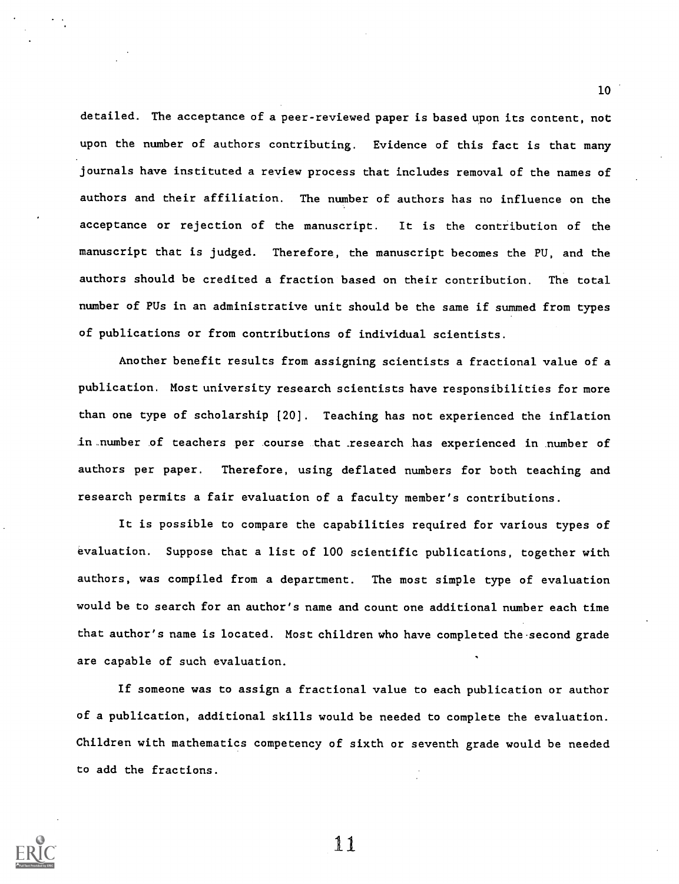detailed. The acceptance of a peer-reviewed paper is based upon its content, not upon the number of authors contributing. Evidence of this fact is that many journals have instituted a review process that includes removal of the names of authors and their affiliation. The number of authors has no influence on the acceptance or rejection of the manuscript. It is the contribution of the manuscript that is judged. Therefore, the manuscript becomes the PU, and the authors should be credited a fraction based on their contribution. The total number of PUs in an administrative unit should be the same if summed from types of publications or from contributions of individual scientists.

Another benefit results from assigning scientists a fractional value of a publication. Most university research scientists have responsibilities for more than one type of scholarship [20]. Teaching has not experienced the inflation in number of teachers per course that research has experienced in number of authors per paper. Therefore, using deflated numbers for both teaching and research permits a fair evaluation of a faculty member's contributions.

It is possible to compare the capabilities required for various types of evaluation. Suppose that a list of 100 scientific publications, together with authors, was compiled from a department. The most simple type of evaluation would be to search for an author's name and count one additional number each time that author's name is located. Most children who have completed the second grade are capable of such evaluation.

If someone was to assign a fractional value to each publication or author of a publication, additional skills would be needed to complete the evaluation. Children with mathematics competency of sixth or seventh grade would be needed to add the fractions.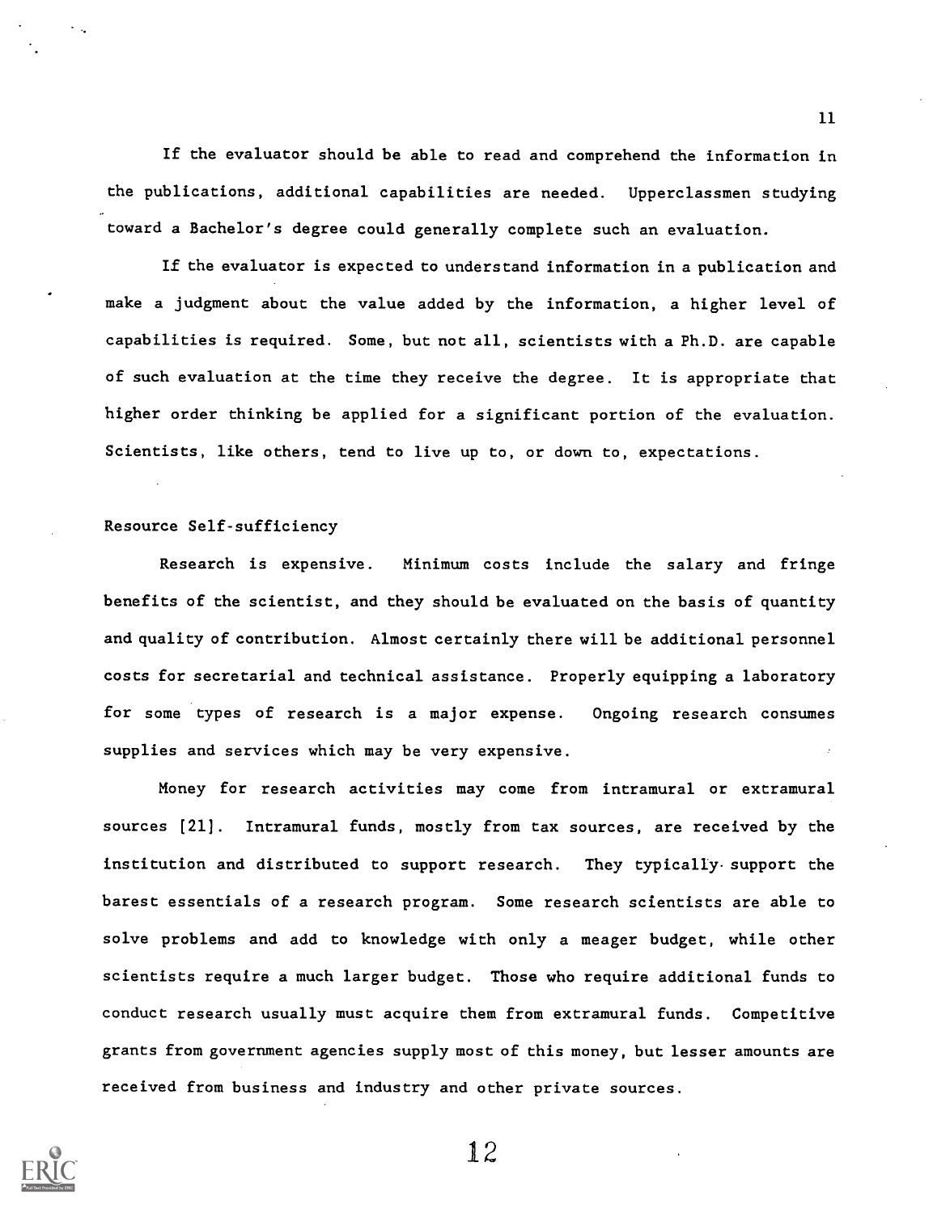If the evaluator should be able to read and comprehend the information in the publications, additional capabilities are needed. Upperclassmen studying toward a Bachelor's degree could generally complete such an evaluation.

If the evaluator is expected to understand information in a publication and make a judgment about the value added by the information, a higher level of capabilities is required. Some, but not all, scientists with a Ph.D. are capable of such evaluation at the time they receive the degree. It is appropriate that higher order thinking be applied for a significant portion of the evaluation. Scientists, like others, tend to live up to, or down to, expectations.

### Resource Self-sufficiency

Research is expensive. Minimum costs include the salary and fringe benefits of the scientist, and they should be evaluated on the basis of quantity and quality of contribution. Almost certainly there will be additional personnel costs for secretarial and technical assistance. Properly equipping a laboratory for some types of research is a major expense. Ongoing research consumes supplies and services which may be very expensive.

Money for research activities may come from intramural or extramural sources [21]. Intramural funds, mostly from tax sources, are received by the institution and distributed to support research. They typically support the barest essentials of a research program. Some research scientists are able to solve problems and add to knowledge with only a meager budget, while other scientists require a much larger budget. Those who require additional funds to conduct research usually must acquire them from extramural funds. Competitive grants from government agencies supply most of this money, but lesser amounts are received from business and industry and other private sources.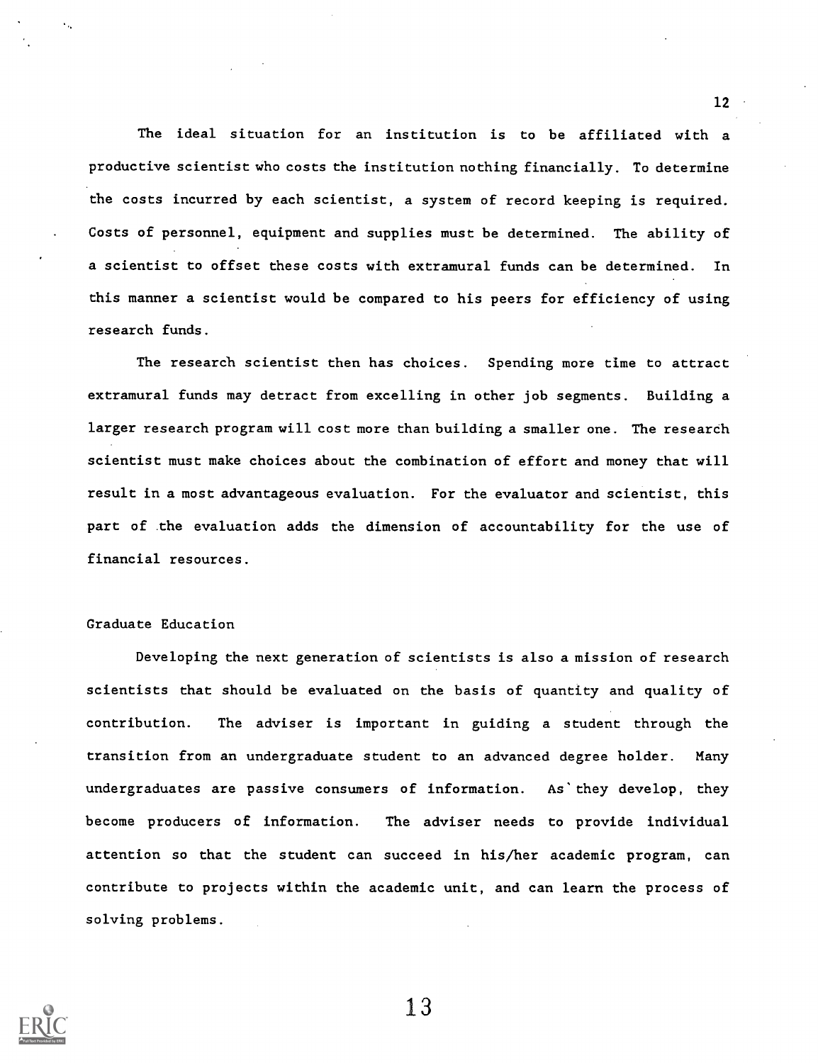The ideal situation for an institution is to be affiliated with a productive scientist who costs the institution nothing financially. To determine the costs incurred by each scientist, a system of record keeping is required. Costs of personnel, equipment and supplies must be determined. The ability of a scientist to offset these costs with extramural funds can be determined. In this manner a scientist would be compared to his peers for efficiency of using research funds.

The research scientist then has choices. Spending more time to attract extramural funds may detract from excelling in other job segments. Building a larger research program will cost more than building a smaller one. The research scientist must make choices about the combination of effort and money that will result in a most advantageous evaluation. For the evaluator and scientist, this part of the evaluation adds the dimension of accountability for the use of financial resources.

## Graduate Education

Developing the next generation of scientists is also a mission of research scientists that should be evaluated on the basis of quantity and quality of contribution. The adviser is important in guiding a student through the transition from an undergraduate student to an advanced degree holder. Many undergraduates are passive consumers of information. As they develop, they become producers of information. The adviser needs to provide individual attention so that the student can succeed in his/her academic program, can contribute to projects within the academic unit, and can learn the process of solving problems.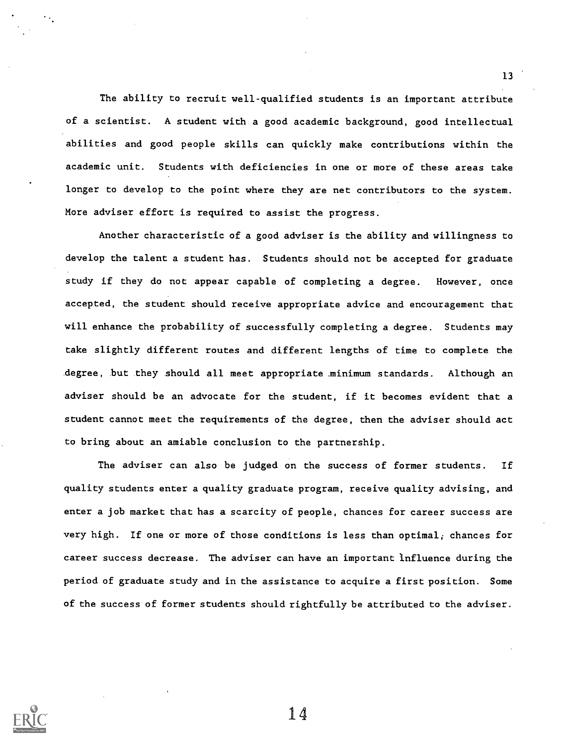The ability to recruit well-qualified students is an important attribute of a scientist. A student with a good academic background, good intellectual abilities and good people skills can quickly make contributions within the academic unit. Students with deficiencies in one or more of these areas take longer to develop to the point where they are net contributors to the system. More adviser effort is required to assist the progress.

Another characteristic of a good adviser is the ability and willingness to develop the talent a student has. Students should not be accepted for graduate study if they do not appear capable of completing a degree. However, once accepted, the student should receive appropriate advice and encouragement that will enhance the probability of successfully completing a degree. Students may take slightly different routes and different lengths of time to complete the degree, but they should all meet appropriate minimum standards. Although an adviser should be an advocate for the student, if it becomes evident that a student cannot meet the requirements of the degree, then the adviser should act to bring about an amiable conclusion to the partnership.

The adviser can also be judged on the success of former students. If quality students enter a quality graduate program, receive quality advising, and enter a job market that has a scarcity of people, chances for career success are very high. If one or more of those conditions is less than optimal, chances for career success decrease. The adviser can have an important influence during the period of graduate study and in the assistance to acquire a first position. Some of the success of former students should rightfully be attributed to the adviser.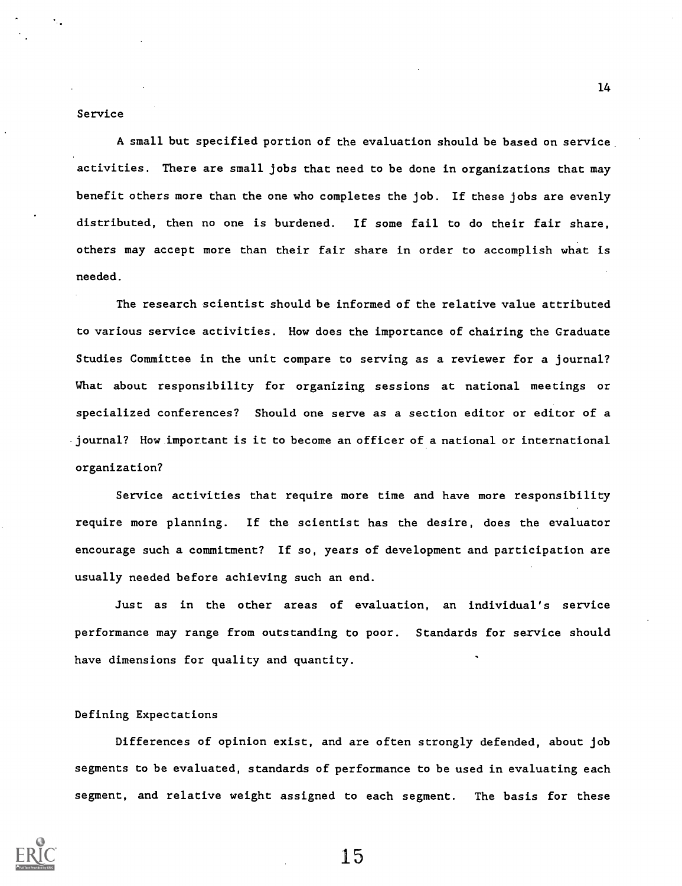## Service

A small but specified portion of the evaluation should be based on service activities. There are small jobs that need to be done in organizations that may benefit others more than the one who completes the job. If these jobs are evenly distributed, then no one is burdened. If some fail to do their fair share, others may accept more than their fair share in order to accomplish what is needed.

The research scientist should be informed of the relative value attributed to various service activities. How does the importance of chairing the Graduate Studies Committee in the unit compare to serving as a reviewer for a journal? What about responsibility for organizing sessions at national meetings or specialized conferences? Should one serve as a section editor or editor of a journal? How important is it to become an officer of a national or international organization?

Service activities that require more time and have more responsibility require more planning. If the scientist has the desire, does the evaluator encourage such a commitment? If so, years of development and participation are usually needed before achieving such an end.

Just as in the other areas of evaluation, an individual's service performance may range from outstanding to poor. Standards for service should have dimensions for quality and quantity.

## Defining Expectations

Differences of opinion exist, and are often strongly defended, about job segments to be evaluated, standards of performance to be used in evaluating each segment, and relative weight assigned to each segment. The basis for these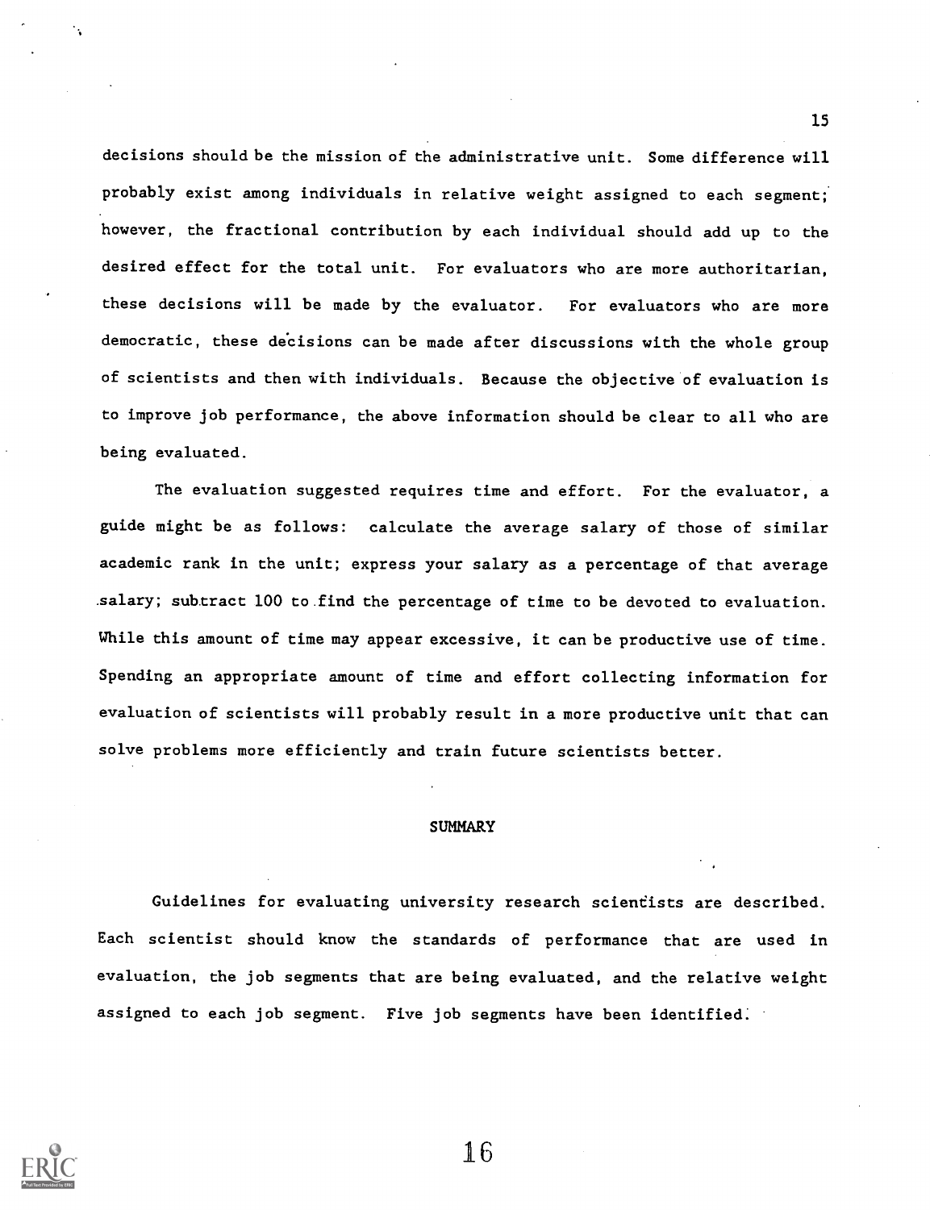decisions should be the mission of the administrative unit. Some difference will probably exist among individuals in relative weight assigned to each segment; however, the fractional contribution by each individual should add up to the desired effect for the total unit. For evaluators who are more authoritarian, these decisions will be made by the evaluator. For evaluators who are more democratic, these decisions can be made after discussions with the whole group of scientists and then with individuals. Because the objective of evaluation is to improve job performance, the above information should be clear to all who are being evaluated.

The evaluation suggested requires time and effort. For the evaluator, a guide might be as follows: calculate the average salary of those of similar academic rank in the unit; express your salary as a percentage of that average salary; subtract 100 to find the percentage of time to be devoted to evaluation. While this amount of time may appear excessive, it can be productive use of time. Spending an appropriate amount of time and effort collecting information for evaluation of scientists will probably result in a more productive unit that can solve problems more efficiently and train future scientists better.

## SUMMARY

Guidelines for evaluating university research scientists are described. Each scientist should know the standards of performance that are used in evaluation, the job segments that are being evaluated, and the relative weight assigned to each job segment. Five job segments have been identified.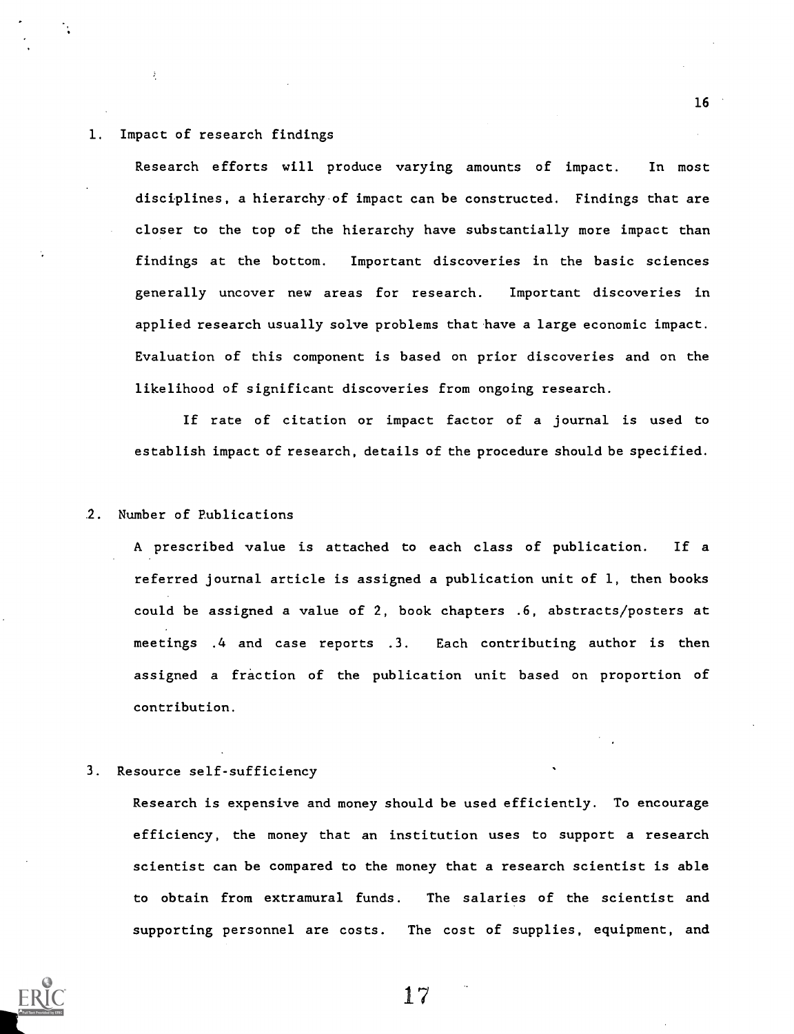1. Impact of research findings

   Research efforts will produce varying amounts of impact. In most disciplines, a hierarchy of impact can be constructed. Findings that are closer to the top of the hierarchy have substantially more impact than findings at the bottom. Important discoveries in the basic sciences generally uncover new areas for research. Important discoveries in applied research usually solve problems that have a large economic impact. Evaluation of this component is based on prior discoveries and on the likelihood of significant discoveries from ongoing research.

   If rate of citation or impact factor of a journal is used to establish impact of research, details of the procedure should be specified.

2. Number of Publications

   A prescribed value is attached to each class of publication. If a referred journal article is assigned a publication unit of 1, then books could be assigned a value of 2, book chapters .6, abstracts/posters at meetings .4 and case reports .3. Each contributing author is then assigned a fraction of the publication unit based on proportion of contribution.

3. Resource self-sufficiency

   Research is expensive and money should be used efficiently. To encourage efficiency, the money that an institution uses to support a research scientist can be compared to the money that a research scientist is able to obtain from extramural funds. The salaries of the scientist and supporting personnel are costs. The cost of supplies, equipment, and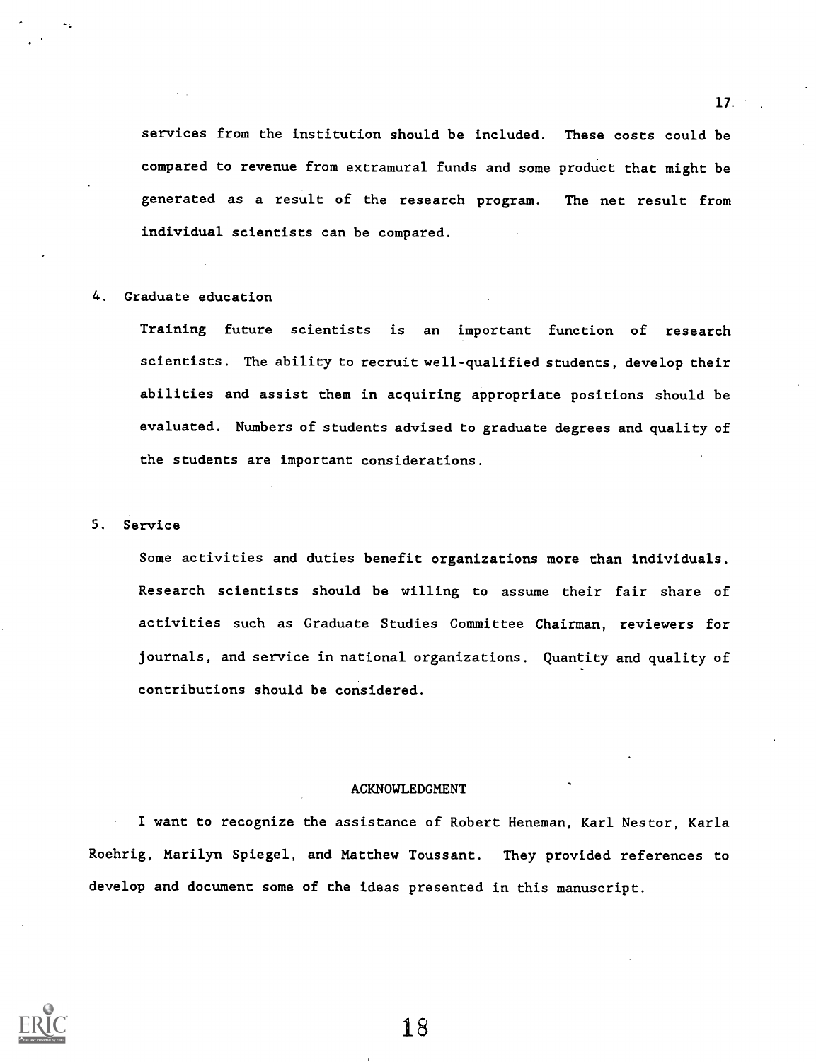services from the institution should be included. These costs could be compared to revenue from extramural funds and some product that might be generated as a result of the research program. The net result from individual scientists can be compared.

4. Graduate education

   Training future scientists is an important function of research scientists. The ability to recruit well-qualified students, develop their abilities and assist them in acquiring appropriate positions should be evaluated. Numbers of students advised to graduate degrees and quality of the students are important considerations.

5. Service

   Some activities and duties benefit organizations more than individuals. Research scientists should be willing to assume their fair share of activities such as Graduate Studies Committee Chairman, reviewers for journals, and service in national organizations. Quantity and quality of contributions should be considered.

## ACKNOWLEDGMENT

I want to recognize the assistance of Robert Heneman, Karl Nestor, Karla Roehrig, Marilyn Spiegel, and Matthew Toussant. They provided references to develop and document some of the ideas presented in this manuscript.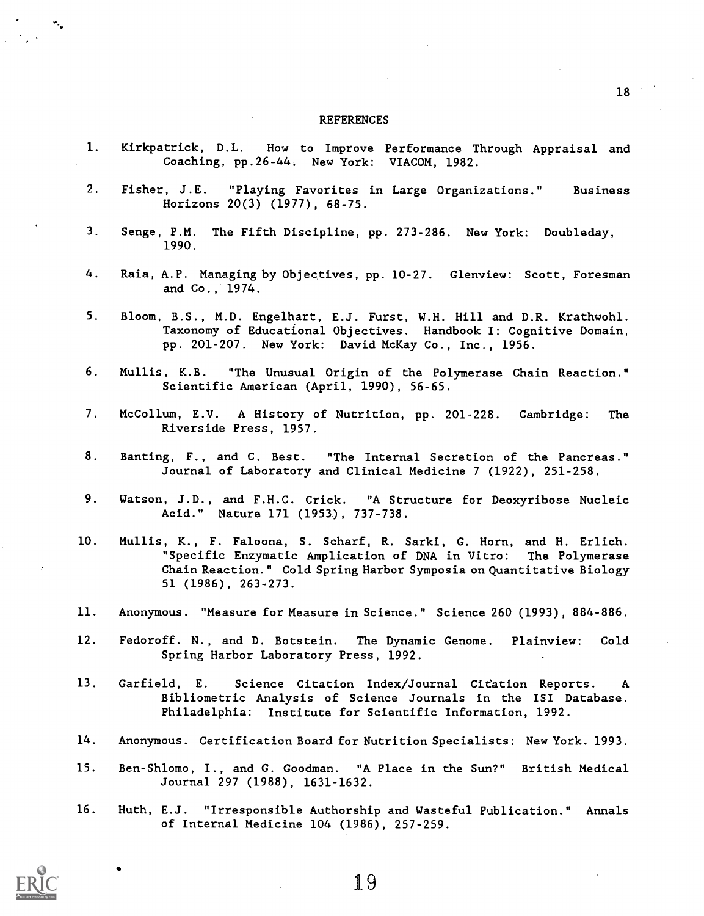# REFERENCES

1. Kirkpatrick, D.L. How to Improve Performance Through Appraisal and Coaching, pp.26-44. New York: VIACOM, 1982.

2. Fisher, J.E. "Playing Favorites in Large Organizations." Business Horizons 20(3) (1977), 68-75.

3. Senge, P.M. The Fifth Discipline, pp. 273-286. New York: Doubleday, 1990.

4. Raia, A.P. Managing by Objectives, pp. 10-27. Glenview: Scott, Foresman and Co., 1974.

5. Bloom, B.S., M.D. Engelhart, E.J. Furst, W.H. Hill and D.R. Krathwohl. Taxonomy of Educational Objectives. Handbook I: Cognitive Domain, pp. 201-207. New York: David McKay Co., Inc., 1956.

6. Mullis, K.B. "The Unusual Origin of the Polymerase Chain Reaction." Scientific American (April, 1990), 56-65.

7. McCollum, E.V. A History of Nutrition, pp. 201-228. Cambridge: The Riverside Press, 1957.

8. Banting, F., and C. Best. "The Internal Secretion of the Pancreas." Journal of Laboratory and Clinical Medicine 7 (1922), 251-258.

9. Watson, J.D., and F.H.C. Crick. "A Structure for Deoxyribose Nucleic Acid." Nature 171 (1953), 737-738.

10. Mullis, K., F. Faloona, S. Scharf, R. Sarki, G. Horn, and H. Erlich. "Specific Enzymatic Amplication of DNA in Vitro: The Polymerase Chain Reaction." Cold Spring Harbor Symposia on Quantitative Biology 51 (1986), 263-273.

11. Anonymous. "Measure for Measure in Science." Science 260 (1993), 884-886.

12. Fedoroff. N., and D. Botstein. The Dynamic Genome. Plainview: Cold Spring Harbor Laboratory Press, 1992.

13. Garfield, E. Science Citation Index/Journal Citation Reports. A Bibliometric Analysis of Science Journals in the ISI Database. Philadelphia: Institute for Scientific Information, 1992.

14. Anonymous. Certification Board for Nutrition Specialists: New York. 1993.

15. Ben-Shlomo, I., and G. Goodman. "A Place in the Sun?" British Medical Journal 297 (1988), 1631-1632.

16. Huth, E.J. "Irresponsible Authorship and Wasteful Publication." Annals of Internal Medicine 104 (1986), 257-259.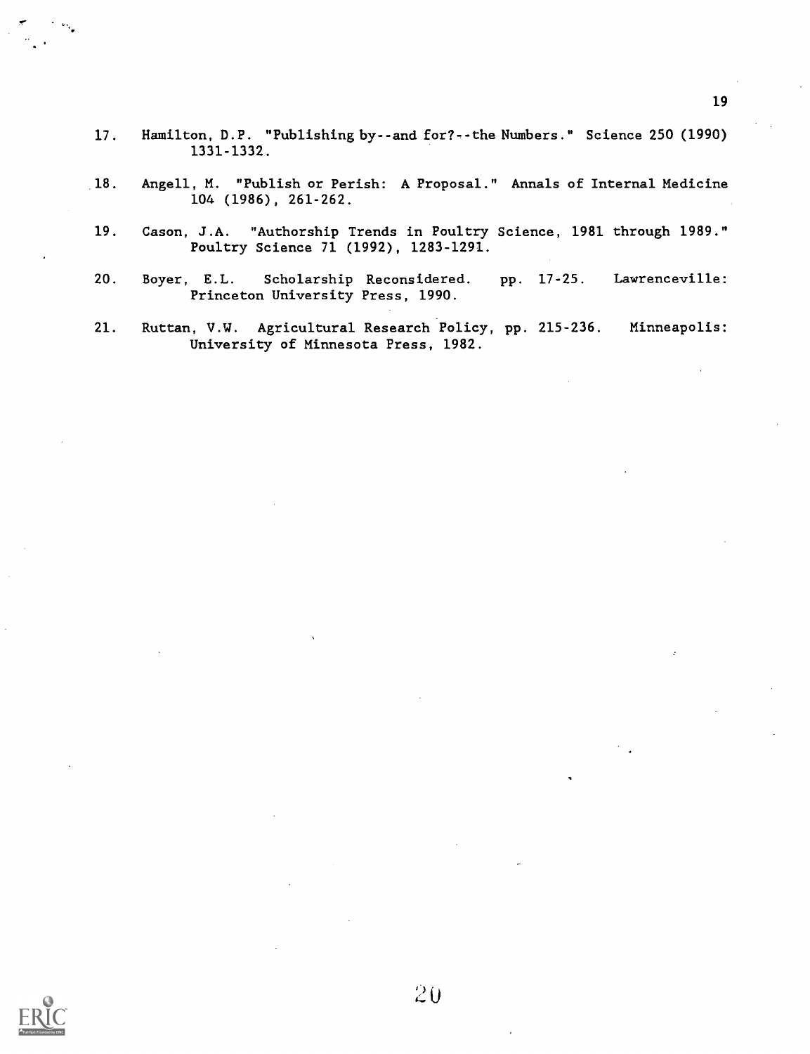17. Hamilton, D.P. "Publishing by--and for?--the Numbers." Science 250 (1990) 1331-1332.

18. Angell, M. "Publish or Perish: A Proposal." Annals of Internal Medicine 104 (1986), 261-262.

19. Cason, J.A. "Authorship Trends in Poultry Science, 1981 through 1989." Poultry Science 71 (1992), 1283-1291.

20. Boyer, E.L. Scholarship Reconsidered. pp. 17-25. Lawrenceville: Princeton University Press, 1990.

21. Ruttan, V.W. Agricultural Research Policy, pp. 215-236. Minneapolis: University of Minnesota Press, 1982.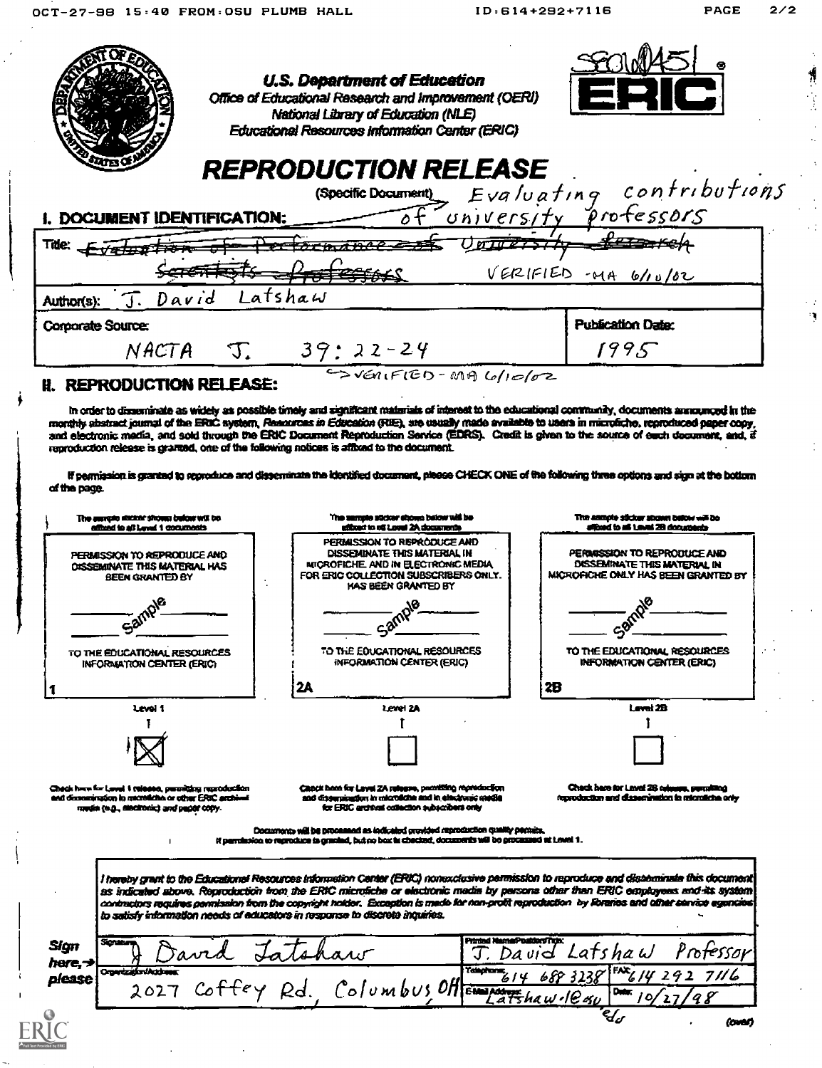U.S. Department of Education
Office of Educational Research and Improvement (OERI)
National Library of Education (NLE)
Educational Resources Information Center (ERIC)

SE016451

ERIC

# REPRODUCTION RELEASE

(Specific Document)

## I. DOCUMENT IDENTIFICATION:

Title: ~~Evaluation of Performance of University Research Scientists Professors~~ Evaluating contributions of university professors VERIFIED - MA 6/10/02

Author(s): J. David Latshaw

| Corporate Source: | Publication Date: |
|---|---|
| NACTA J. 39: 22-24 | 1995 |

VERIFIED - MA 6/10/02

## II. REPRODUCTION RELEASE:

In order to disseminate as widely as possible timely and significant materials of interest to the educational community, documents announced in the monthly abstract journal of the ERIC system, *Resources in Education* (RIE), are usually made available to users in microfiche, reproduced paper copy, and electronic media, and sold through the ERIC Document Reproduction Service (EDRS). Credit is given to the source of each document, and, if reproduction release is granted, one of the following notices is affixed to the document.

If permission is granted to reproduce and disseminate the identified document, please CHECK ONE of the following three options and sign at the bottom of the page.

| The sample sticker shown below will be affixed to all Level 1 documents | The sample sticker shown below will be affixed to all Level 2A documents | The sample sticker shown below will be affixed to all Level 2B documents |
|---|---|---|
| PERMISSION TO REPRODUCE AND DISSEMINATE THIS MATERIAL HAS BEEN GRANTED BY | PERMISSION TO REPRODUCE AND DISSEMINATE THIS MATERIAL IN MICROFICHE, AND IN ELECTRONIC MEDIA FOR ERIC COLLECTION SUBSCRIBERS ONLY, HAS BEEN GRANTED BY | PERMISSION TO REPRODUCE AND DISSEMINATE THIS MATERIAL IN MICROFICHE ONLY HAS BEEN GRANTED BY |
| Sample | Sample | Sample |
| TO THE EDUCATIONAL RESOURCES INFORMATION CENTER (ERIC) | TO THE EDUCATIONAL RESOURCES INFORMATION CENTER (ERIC) | TO THE EDUCATIONAL RESOURCES INFORMATION CENTER (ERIC) |
| 1 | 2A | 2B |
| Level 1 | Level 2A | Level 2B |
| [X] | [ ] | [ ] |
| Check here for Level 1 release, permitting reproduction and dissemination in microfiche or other ERIC archival media (e.g., electronic) and paper copy. | Check here for Level 2A release, permitting reproduction and dissemination in microfiche and in electronic media for ERIC archival collection subscribers only | Check here for Level 2B release, permitting reproduction and dissemination in microfiche only |

Documents will be processed as indicated provided reproduction quality permits.
If permission to reproduce is granted, but no box is checked, documents will be processed at Level 1.

*I hereby grant to the Educational Resources Information Center (ERIC) nonexclusive permission to reproduce and disseminate this document as indicated above. Reproduction from the ERIC microfiche or electronic media by persons other than ERIC employees and its system contractors requires permission from the copyright holder. Exception is made for non-profit reproduction by libraries and other service agencies to satisfy information needs of educators in response to discrete inquiries.*

**Sign here, → please**

| | |
|---|---|
| Signature: J. David Latshaw | Printed Name/Position/Title: J. David Latshaw Professor |
| Organization/Address: 2027 Coffey Rd. Columbus OH | Telephone: 614 688 3238 FAX: 614 292 7116 |
| | E-Mail Address: Latshaw.1@osu.edu Date: 10/27/98 |

(over)